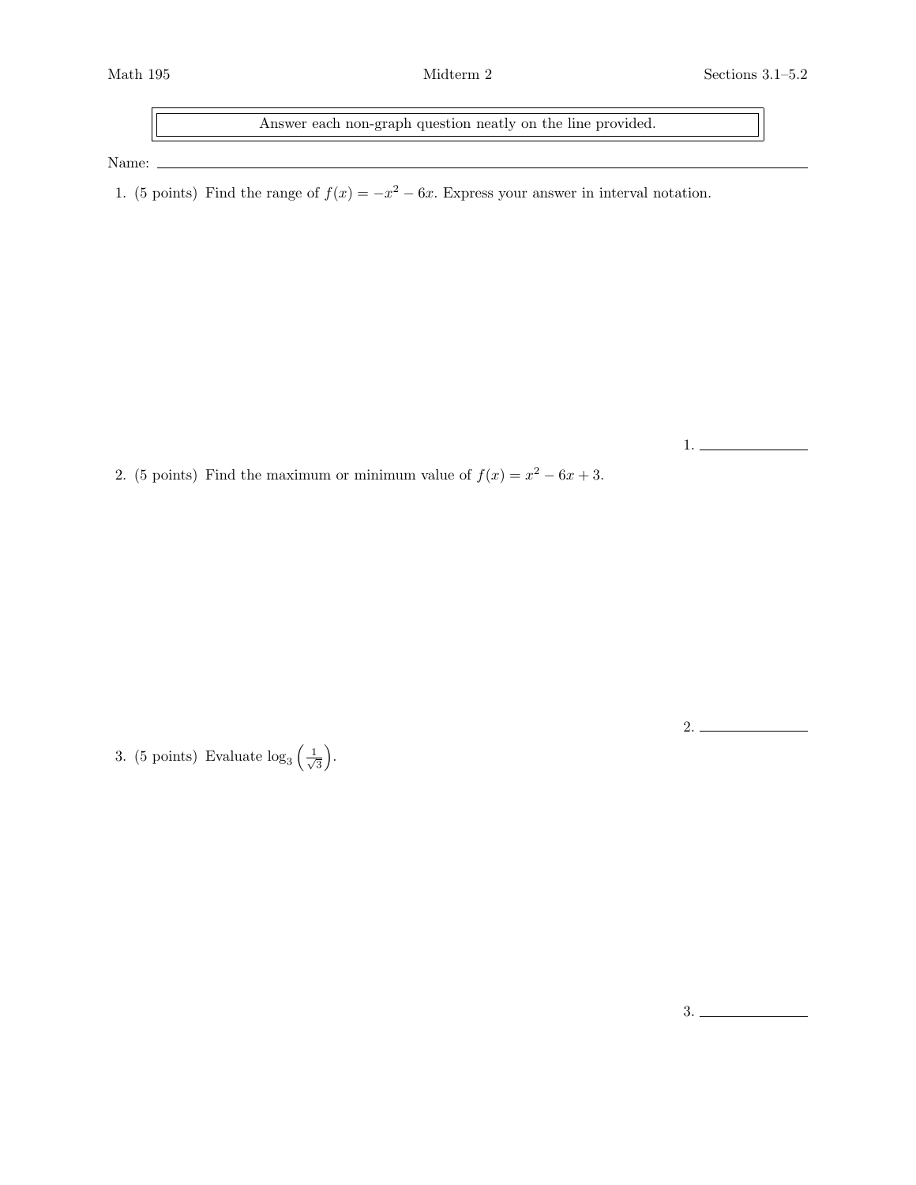Math 195 Midterm 2 Sections 3.1–5.2

> Answer each non-graph question neatly on the line provided.

Name: ______________________________________________

1. (5 points) Find the range of $f(x) = -x^2 - 6x$. Express your answer in interval notation.

1. ____________

2. (5 points) Find the maximum or minimum value of $f(x) = x^2 - 6x + 3$.

2. ____________

3. (5 points) Evaluate $\log_3\left(\frac{1}{\sqrt{3}}\right)$.

3. ____________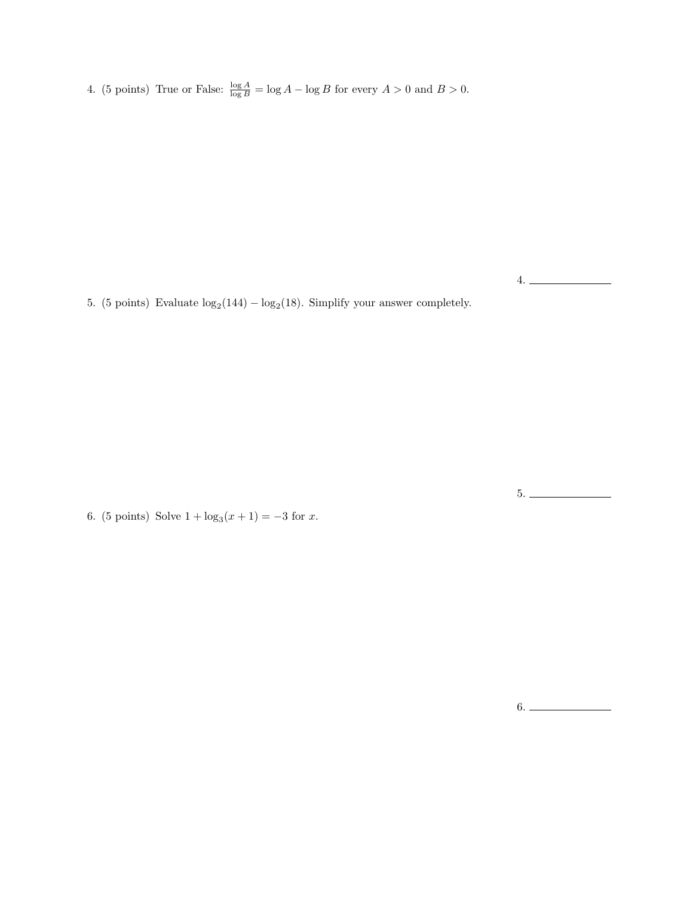4. (5 points) True or False: $\frac{\log A}{\log B} = \log A - \log B$ for every $A > 0$ and $B > 0$.

4. ______________

5. (5 points) Evaluate $\log_2(144) - \log_2(18)$. Simplify your answer completely.

5. ______________

6. (5 points) Solve $1 + \log_3(x + 1) = -3$ for $x$.

6. ______________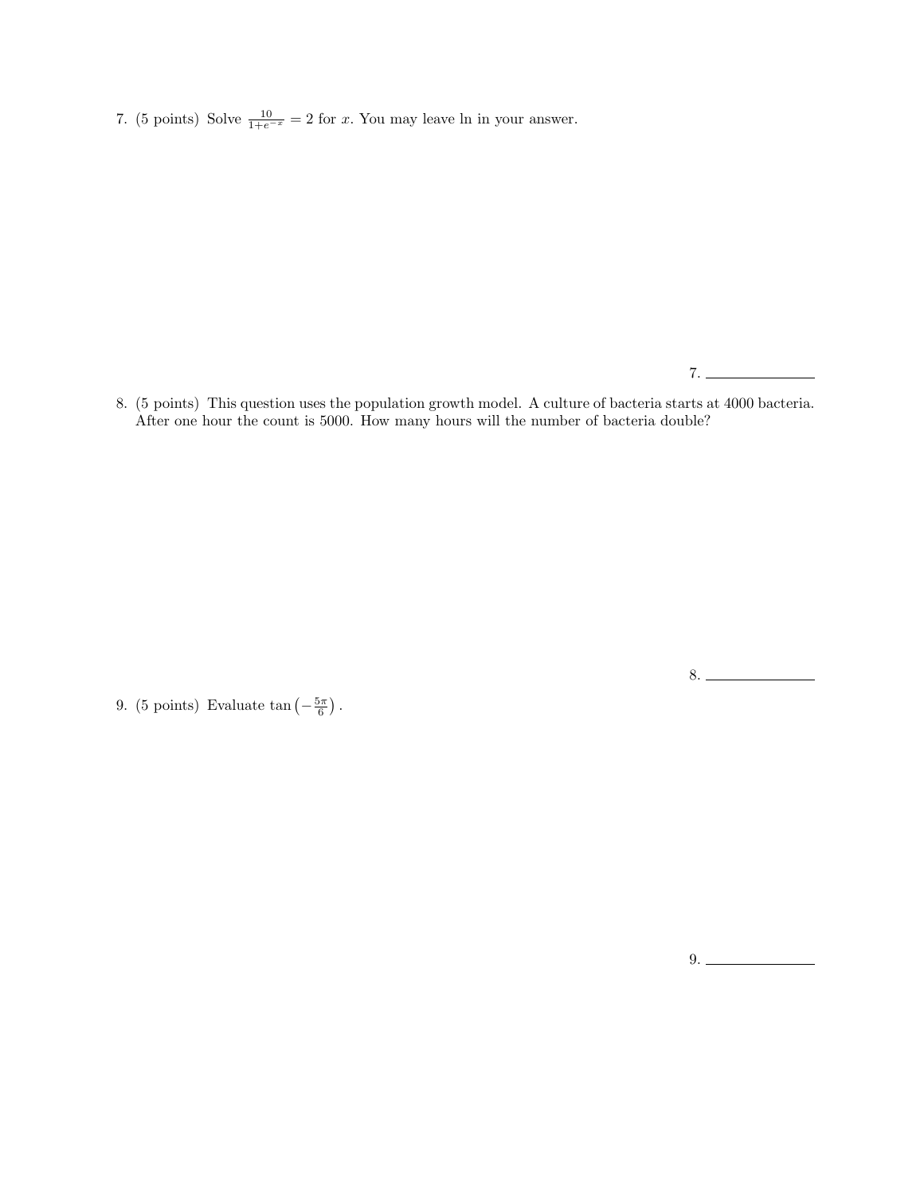7. (5 points) Solve $\frac{10}{1+e^{-x}} = 2$ for $x$. You may leave ln in your answer.

7. ______________

8. (5 points) This question uses the population growth model. A culture of bacteria starts at 4000 bacteria. After one hour the count is 5000. How many hours will the number of bacteria double?

8. ______________

9. (5 points) Evaluate $\tan\left(-\frac{5\pi}{6}\right)$.

9. ______________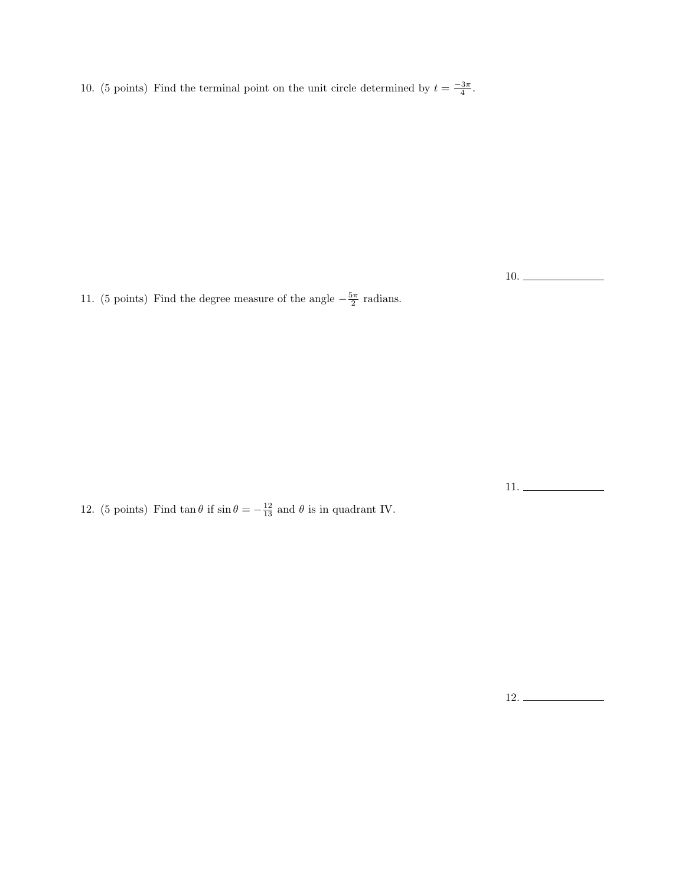10. (5 points) Find the terminal point on the unit circle determined by $t = \frac{-3\pi}{4}$.

10. ______________

11. (5 points) Find the degree measure of the angle $-\frac{5\pi}{2}$ radians.

11. ______________

12. (5 points) Find $\tan\theta$ if $\sin\theta = -\frac{12}{13}$ and $\theta$ is in quadrant IV.

12. ______________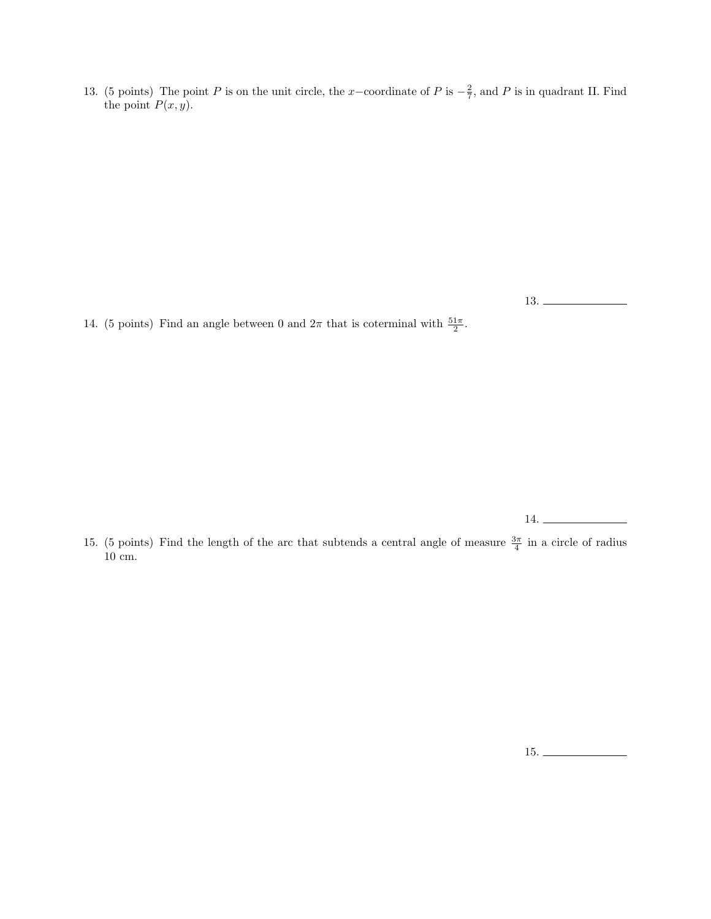13. (5 points) The point $P$ is on the unit circle, the $x-$coordinate of $P$ is $-\frac{2}{7}$, and $P$ is in quadrant II. Find the point $P(x, y)$.

13. ______________

14. (5 points) Find an angle between 0 and $2\pi$ that is coterminal with $\frac{51\pi}{2}$.

14. ______________

15. (5 points) Find the length of the arc that subtends a central angle of measure $\frac{3\pi}{4}$ in a circle of radius 10 cm.

15. ______________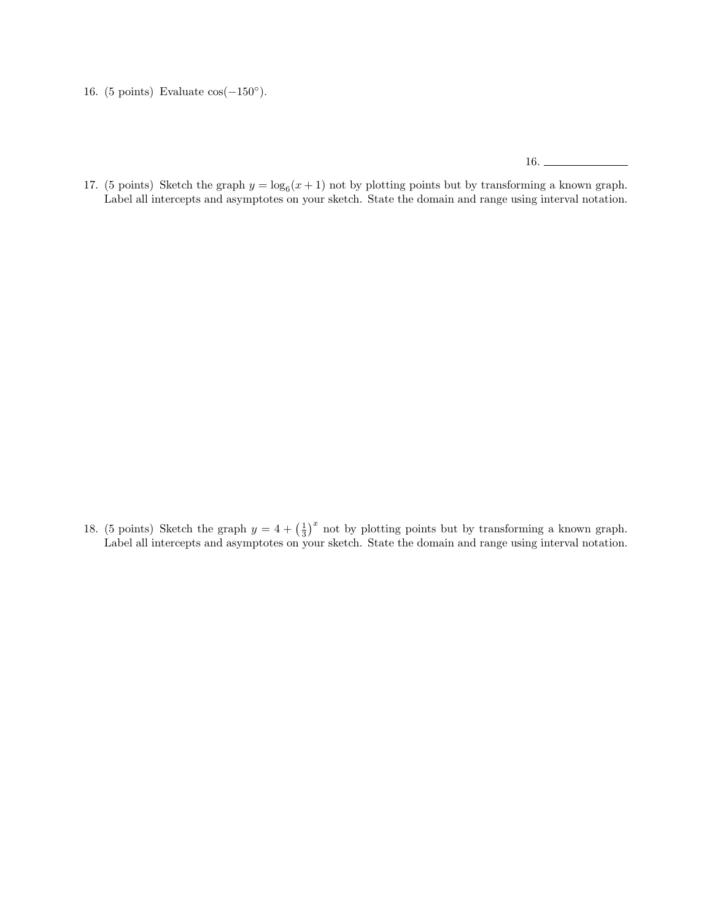16. (5 points) Evaluate $\cos(-150°)$.

16. ______________

17. (5 points) Sketch the graph $y = \log_6(x+1)$ not by plotting points but by transforming a known graph. Label all intercepts and asymptotes on your sketch. State the domain and range using interval notation.

18. (5 points) Sketch the graph $y = 4 + \left(\frac{1}{3}\right)^x$ not by plotting points but by transforming a known graph. Label all intercepts and asymptotes on your sketch. State the domain and range using interval notation.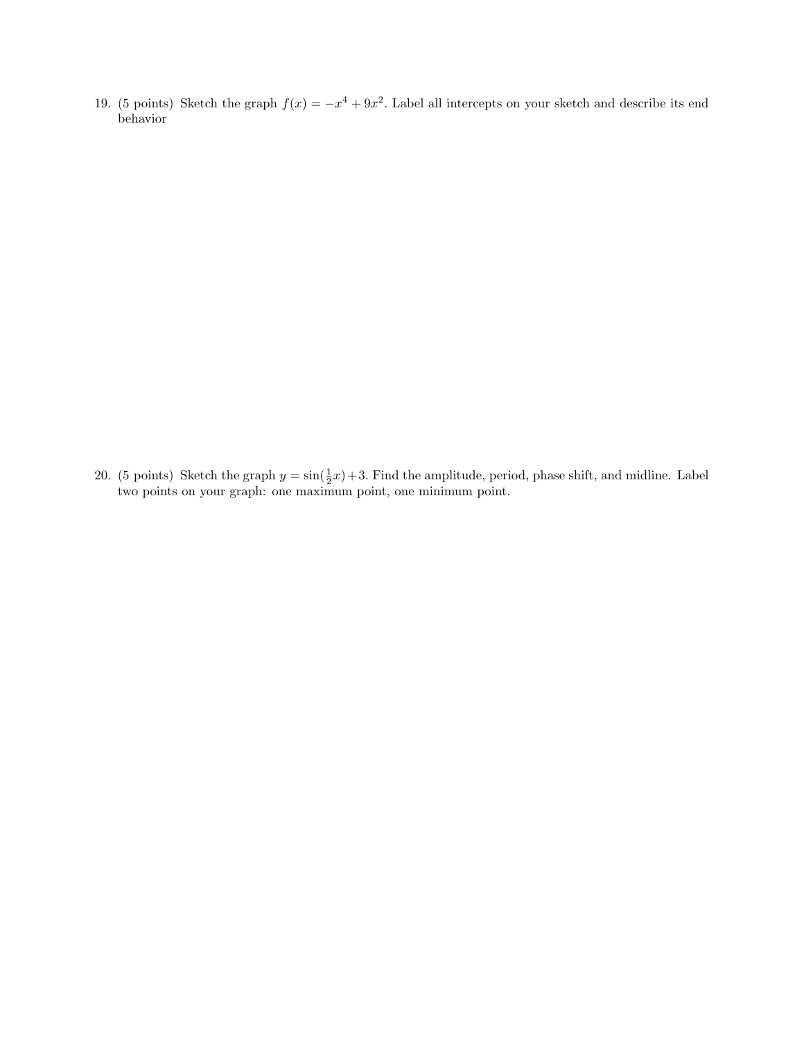19. (5 points) Sketch the graph $f(x) = -x^4 + 9x^2$. Label all intercepts on your sketch and describe its end behavior

20. (5 points) Sketch the graph $y = \sin(\frac{1}{2}x) + 3$. Find the amplitude, period, phase shift, and midline. Label two points on your graph: one maximum point, one minimum point.